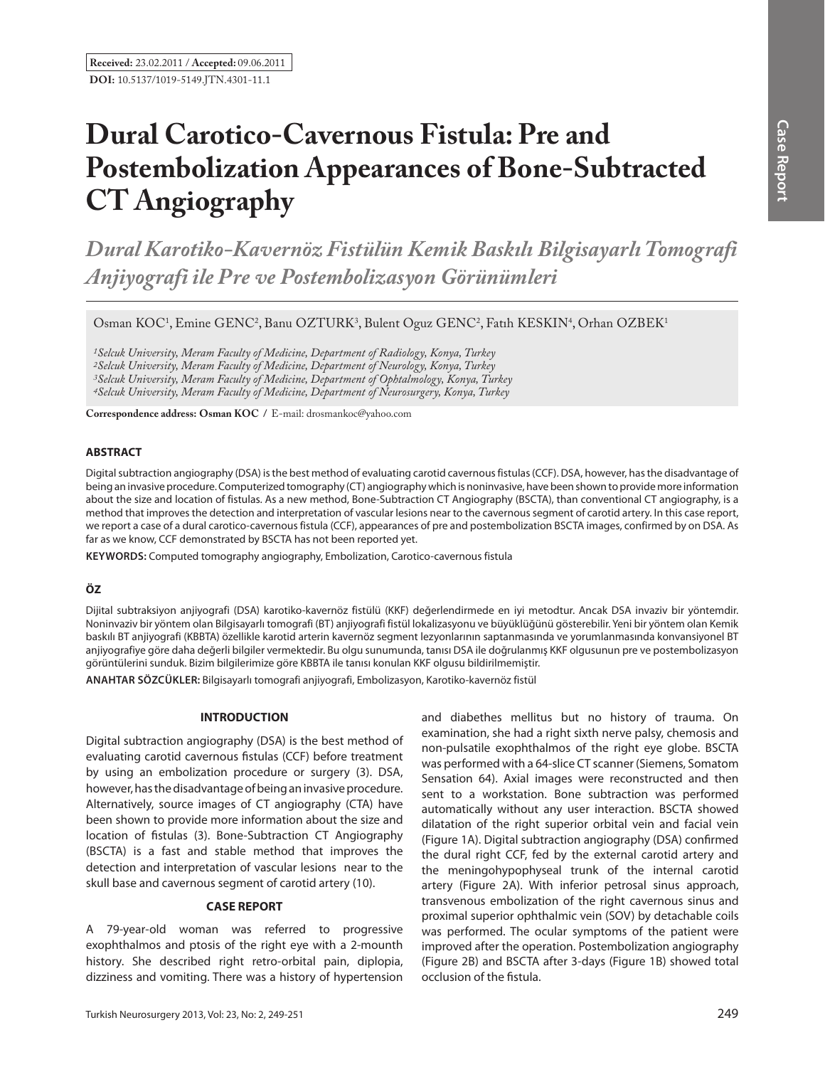**Received:** 23.02.2011 / **Accepted:** 09.06.2011

**DOI:** 10.5137/1019-5149.JTN.4301-11.1

# Dural Carotico-Cavernous Fistula: Pre and Postembolization Appearances of Bone-Subtracted CT Angiography

## *Dural Karotiko-Kavernöz Fistülün Kemik Baskılı Bilgisayarlı Tomografi Anjiyografi ile Pre ve Postembolizasyon Görünümleri*

Osman KOC[1], Emine GENC[2], Banu OZTURK[3], Bulent Oguz GENC[2], Fatıh KESKIN[4], Orhan OZBEK[1]

*[1]Selcuk University, Meram Faculty of Medicine, Department of Radiology, Konya, Turkey*
*[2]Selcuk University, Meram Faculty of Medicine, Department of Neurology, Konya, Turkey*
*[3]Selcuk University, Meram Faculty of Medicine, Department of Ophtalmology, Konya, Turkey*
*[4]Selcuk University, Meram Faculty of Medicine, Department of Neurosurgery, Konya, Turkey*

**Correspondence address: Osman KOC** / E-mail: drosmankoc@yahoo.com

### ABSTRACT

Digital subtraction angiography (DSA) is the best method of evaluating carotid cavernous fistulas (CCF). DSA, however, has the disadvantage of being an invasive procedure. Computerized tomography (CT) angiography which is noninvasive, have been shown to provide more information about the size and location of fistulas. As a new method, Bone-Subtraction CT Angiography (BSCTA), than conventional CT angiography, is a method that improves the detection and interpretation of vascular lesions near to the cavernous segment of carotid artery. In this case report, we report a case of a dural carotico-cavernous fistula (CCF), appearances of pre and postembolization BSCTA images, confirmed by on DSA. As far as we know, CCF demonstrated by BSCTA has not been reported yet.

**KEYWORDS:** Computed tomography angiography, Embolization, Carotico-cavernous fistula

### ÖZ

Dijital subtraksiyon anjiyografi (DSA) karotiko-kavernöz fistülü (KKF) değerlendirmede en iyi metodtur. Ancak DSA invaziv bir yöntemdir. Noninvaziv bir yöntem olan Bilgisayarlı tomografi (BT) anjiyografi fistül lokalizasyonu ve büyüklüğünü gösterebilir. Yeni bir yöntem olan Kemik baskılı BT anjiyografi (KBBTA) özellikle karotid arterin kavernöz segment lezyonlarının saptanmasında ve yorumlanmasında konvansiyonel BT anjiyografiye göre daha değerli bilgiler vermektedir. Bu olgu sunumunda, tanısı DSA ile doğrulanmış KKF olgusunun pre ve postembolizasyon görüntülerini sunduk. Bizim bilgilerimize göre KBBTA ile tanısı konulan KKF olgusu bildirilmemiştir.

**ANAHTAR SÖZCÜKLER:** Bilgisayarlı tomografi anjiyografi, Embolizasyon, Karotiko-kavernöz fistül

### INTRODUCTION

Digital subtraction angiography (DSA) is the best method of evaluating carotid cavernous fistulas (CCF) before treatment by using an embolization procedure or surgery (3). DSA, however, has the disadvantage of being an invasive procedure. Alternatively, source images of CT angiography (CTA) have been shown to provide more information about the size and location of fistulas (3). Bone-Subtraction CT Angiography (BSCTA) is a fast and stable method that improves the detection and interpretation of vascular lesions near to the skull base and cavernous segment of carotid artery (10).

### CASE REPORT

A 79-year-old woman was referred to progressive exophthalmos and ptosis of the right eye with a 2-mounth history. She described right retro-orbital pain, diplopia, dizziness and vomiting. There was a history of hypertension and diabethes mellitus but no history of trauma. On examination, she had a right sixth nerve palsy, chemosis and non-pulsatile exophthalmos of the right eye globe. BSCTA was performed with a 64-slice CT scanner (Siemens, Somatom Sensation 64). Axial images were reconstructed and then sent to a workstation. Bone subtraction was performed automatically without any user interaction. BSCTA showed dilatation of the right superior orbital vein and facial vein (Figure 1A). Digital subtraction angiography (DSA) confirmed the dural right CCF, fed by the external carotid artery and the meningohypophyseal trunk of the internal carotid artery (Figure 2A). With inferior petrosal sinus approach, transvenous embolization of the right cavernous sinus and proximal superior ophthalmic vein (SOV) by detachable coils was performed. The ocular symptoms of the patient were improved after the operation. Postembolization angiography (Figure 2B) and BSCTA after 3-days (Figure 1B) showed total occlusion of the fistula.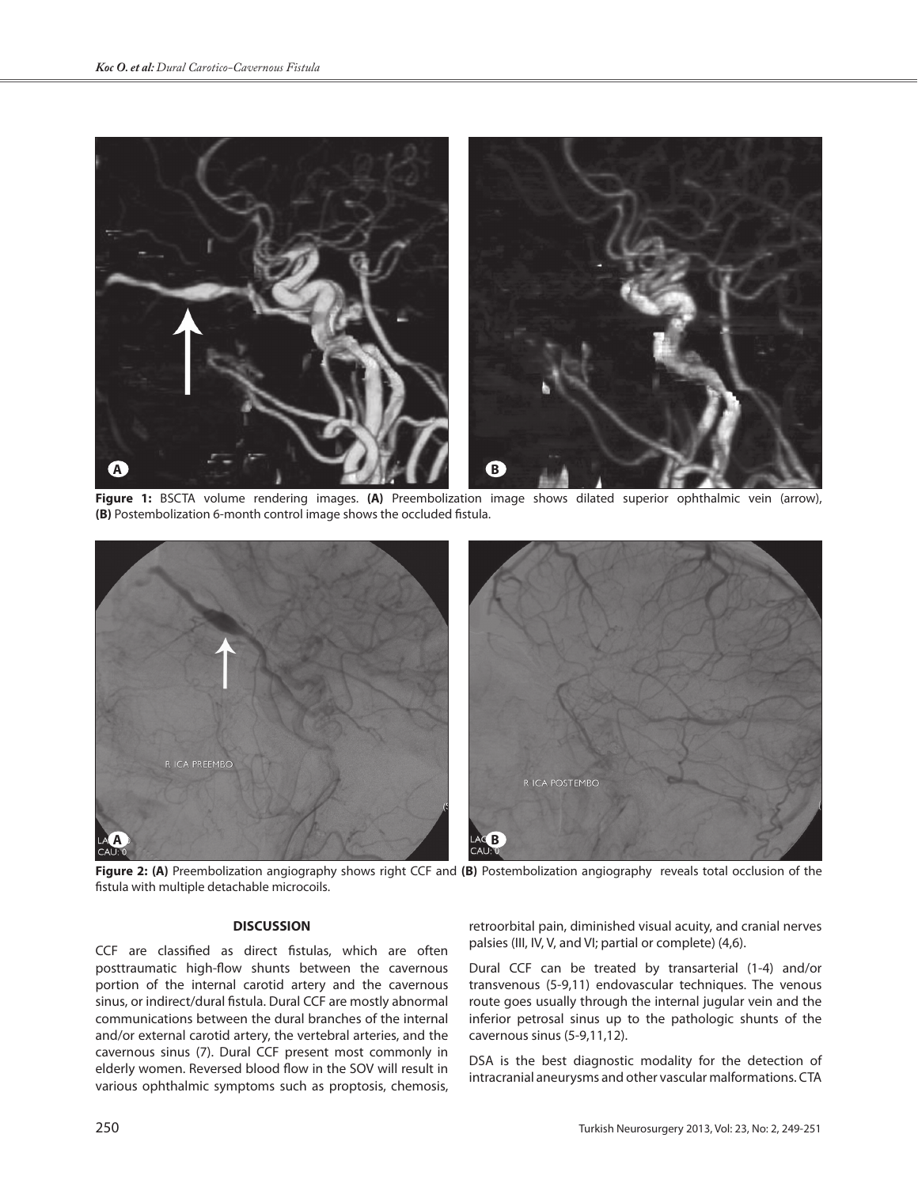**Figure 1:** BSCTA volume rendering images. **(A)** Preembolization image shows dilated superior ophthalmic vein (arrow), **(B)** Postembolization 6-month control image shows the occluded fistula.

**Figure 2: (A)** Preembolization angiography shows right CCF and **(B)** Postembolization angiography reveals total occlusion of the fistula with multiple detachable microcoils.

## DISCUSSION

CCF are classified as direct fistulas, which are often posttraumatic high-flow shunts between the cavernous portion of the internal carotid artery and the cavernous sinus, or indirect/dural fistula. Dural CCF are mostly abnormal communications between the dural branches of the internal and/or external carotid artery, the vertebral arteries, and the cavernous sinus (7). Dural CCF present most commonly in elderly women. Reversed blood flow in the SOV will result in various ophthalmic symptoms such as proptosis, chemosis, retroorbital pain, diminished visual acuity, and cranial nerves palsies (III, IV, V, and VI; partial or complete) (4,6).

Dural CCF can be treated by transarterial (1-4) and/or transvenous (5-9,11) endovascular techniques. The venous route goes usually through the internal jugular vein and the inferior petrosal sinus up to the pathologic shunts of the cavernous sinus (5-9,11,12).

DSA is the best diagnostic modality for the detection of intracranial aneurysms and other vascular malformations. CTA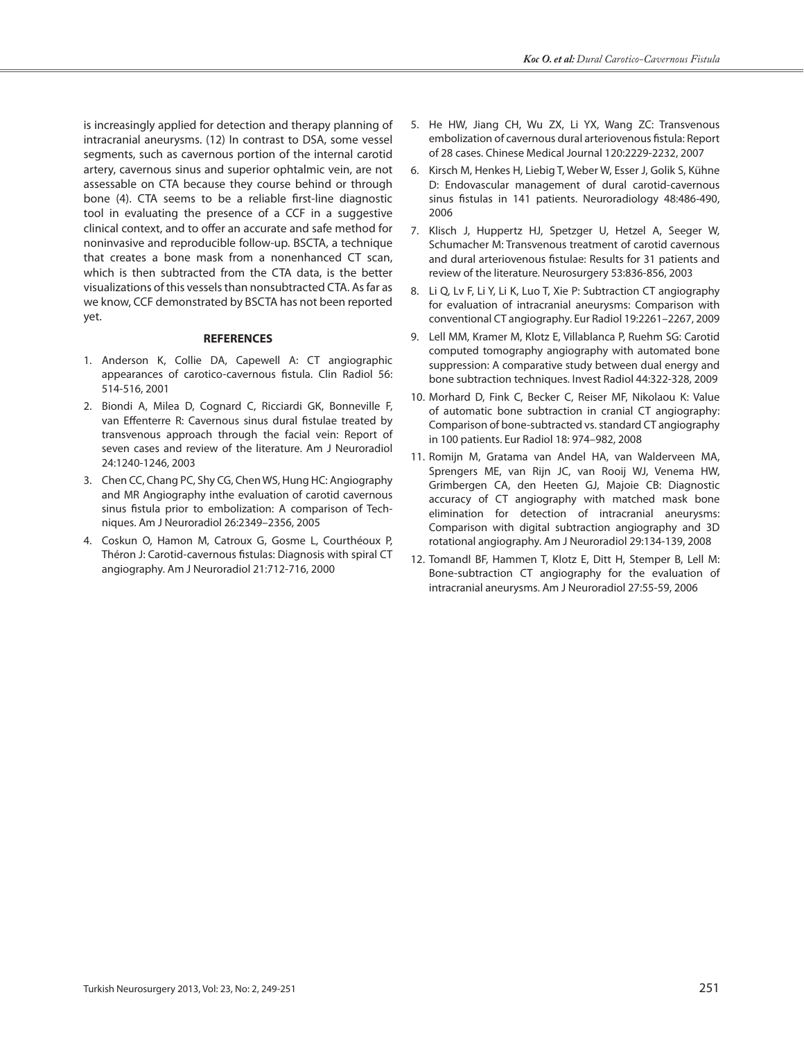is increasingly applied for detection and therapy planning of intracranial aneurysms. (12) In contrast to DSA, some vessel segments, such as cavernous portion of the internal carotid artery, cavernous sinus and superior ophtalmic vein, are not assessable on CTA because they course behind or through bone (4). CTA seems to be a reliable first-line diagnostic tool in evaluating the presence of a CCF in a suggestive clinical context, and to offer an accurate and safe method for noninvasive and reproducible follow-up. BSCTA, a technique that creates a bone mask from a nonenhanced CT scan, which is then subtracted from the CTA data, is the better visualizations of this vessels than nonsubtracted CTA. As far as we know, CCF demonstrated by BSCTA has not been reported yet.

## REFERENCES

1. Anderson K, Collie DA, Capewell A: CT angiographic appearances of carotico-cavernous fistula. Clin Radiol 56: 514-516, 2001
2. Biondi A, Milea D, Cognard C, Ricciardi GK, Bonneville F, van Effenterre R: Cavernous sinus dural fistulae treated by transvenous approach through the facial vein: Report of seven cases and review of the literature. Am J Neuroradiol 24:1240-1246, 2003
3. Chen CC, Chang PC, Shy CG, Chen WS, Hung HC: Angiography and MR Angiography inthe evaluation of carotid cavernous sinus fistula prior to embolization: A comparison of Techniques. Am J Neuroradiol 26:2349–2356, 2005
4. Coskun O, Hamon M, Catroux G, Gosme L, Courthéoux P, Théron J: Carotid-cavernous fistulas: Diagnosis with spiral CT angiography. Am J Neuroradiol 21:712-716, 2000
5. He HW, Jiang CH, Wu ZX, Li YX, Wang ZC: Transvenous embolization of cavernous dural arteriovenous fistula: Report of 28 cases. Chinese Medical Journal 120:2229-2232, 2007
6. Kirsch M, Henkes H, Liebig T, Weber W, Esser J, Golik S, Kühne D: Endovascular management of dural carotid-cavernous sinus fistulas in 141 patients. Neuroradiology 48:486-490, 2006
7. Klisch J, Huppertz HJ, Spetzger U, Hetzel A, Seeger W, Schumacher M: Transvenous treatment of carotid cavernous and dural arteriovenous fistulae: Results for 31 patients and review of the literature. Neurosurgery 53:836-856, 2003
8. Li Q, Lv F, Li Y, Li K, Luo T, Xie P: Subtraction CT angiography for evaluation of intracranial aneurysms: Comparison with conventional CT angiography. Eur Radiol 19:2261–2267, 2009
9. Lell MM, Kramer M, Klotz E, Villablanca P, Ruehm SG: Carotid computed tomography angiography with automated bone suppression: A comparative study between dual energy and bone subtraction techniques. Invest Radiol 44:322-328, 2009
10. Morhard D, Fink C, Becker C, Reiser MF, Nikolaou K: Value of automatic bone subtraction in cranial CT angiography: Comparison of bone-subtracted vs. standard CT angiography in 100 patients. Eur Radiol 18: 974–982, 2008
11. Romijn M, Gratama van Andel HA, van Walderveen MA, Sprengers ME, van Rijn JC, van Rooij WJ, Venema HW, Grimbergen CA, den Heeten GJ, Majoie CB: Diagnostic accuracy of CT angiography with matched mask bone elimination for detection of intracranial aneurysms: Comparison with digital subtraction angiography and 3D rotational angiography. Am J Neuroradiol 29:134-139, 2008
12. Tomandl BF, Hammen T, Klotz E, Ditt H, Stemper B, Lell M: Bone-subtraction CT angiography for the evaluation of intracranial aneurysms. Am J Neuroradiol 27:55-59, 2006